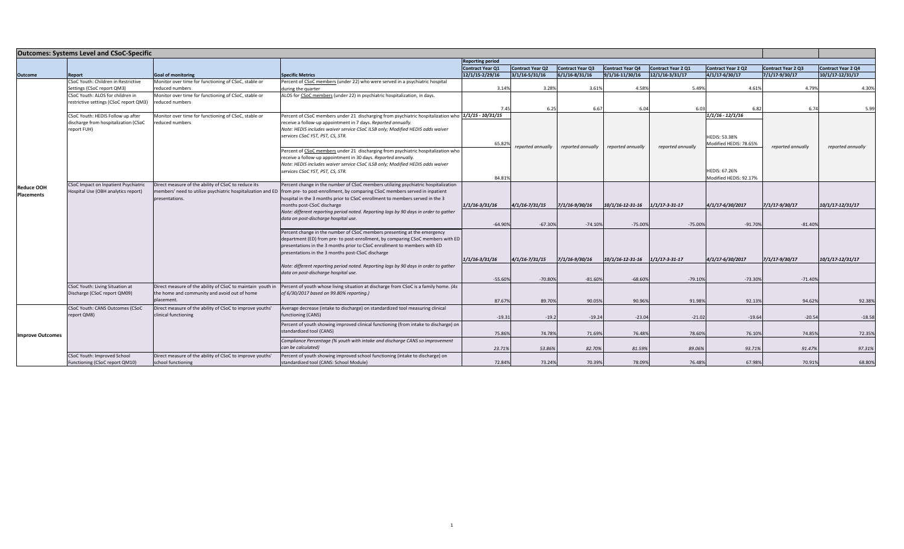## Outcomes: Systems Level and CSoC-Specific

| Outcome | Report | Goal of monitoring | Specific Metrics | Reporting period Contract Year Q1 | Contract Year Q2 | Contract Year Q3 | Contract Year Q4 | Contract Year 2 Q1 | Contract Year 2 Q2 | Contract Year 2 Q3 | Contract Year 2 Q4 |
|---|---|---|---|---|---|---|---|---|---|---|---|
| | | | | 12/1/15-2/29/16 | 3/1/16-5/31/16 | 6/1/16-8/31/16 | 9/1/16-11/30/16 | 12/1/16-3/31/17 | 4/1/17-6/30/17 | 7/1/17-9/30/17 | 10/1/17-12/31/17 |
| Reduce OOH Placements | CSoC Youth: Children in Restrictive Settings (CSoC report QM3) | Monitor over time for functioning of CSoC, stable or reduced numbers | Percent of CSoC members (under 22) who were served in a psychiatric hospital during the quarter | 3.14% | 3.28% | 3.61% | 4.58% | 5.49% | 4.61% | 4.79% | 4.30% |
| | CSoC Youth: ALOS for children in restrictive settings (CSoC report QM3) | Monitor over time for functioning of CSoC, stable or reduced numbers | ALOS for CSoC members (under 22) in psychiatric hospitalization, in days. | 7.45 | 6.25 | 6.67 | 6.04 | 6.03 | 6.82 | 6.74 | 5.99 |
| | CSoC Youth: HEDIS Follow up after discharge from hospitalization (CSoC report FUH) | Monitor over time for functioning of CSoC, stable or reduced numbers | Percent of CSoC members under 21 discharging from psychiatric hospitalization who receive a follow-up appointment in 7 days. *Reported annually.* *Note: HEDIS includes waiver service CSoC ILSB only; Modified HEDIS adds waiver services CSoC YST, PST, CS, STR.* | *1/1/15 - 10/31/15* 65.82% | *reported annually* | *reported annually* | *reported annually* | *reported annually* | *1/1/16 - 12/1/16* HEDIS: 53.38% Modified HEDIS: 78.65% | *reported annually* | *reported annually* |
| | | | Percent of CSoC members under 21 discharging from psychiatric hospitalization who receive a follow-up appointment in 30 days. *Reported annually.* *Note: HEDIS includes waiver service CSoC ILSB only; Modified HEDIS adds waiver services CSoC YST, PST, CS, STR.* | 84.81% | | | | | HEDIS: 67.26% Modified HEDIS: 92.17% | | |
| | CSoC Impact on Inpatient Psychiatric Hospital Use (OBH analytics report) | Direct measure of the ability of CSoC to reduce its members' need to utilize psychiatric hospitalization and ED presentations. | Percent change in the number of CSoC members utilizing psychiatric hospitalization from pre- to post-enrollment, by comparing CSoC members served in inpatient hospital in the 3 months prior to CSoC enrollment to members served in the 3 months post-CSoC discharge *Note: different reporting period noted. Reporting lags by 90 days in order to gather data on post-discharge hospital use.* | *1/1/16-3/31/16* -64.90% | *4/1/16-7/31/15* -67.30% | *7/1/16-9/30/16* -74.10% | *10/1/16-12-31-16* -75.00% | *1/1/17-3-31-17* -75.00% | *4/1/17-6/30/2017* -91.70% | *7/1/17-9/30/17* -81.40% | *10/1/17-12/31/17* |
| | | | Percent change in the number of CSoC members presenting at the emergency department (ED) from pre- to post-enrollment, by comparing CSoC members with ED presentations in the 3 months prior to CSoC enrollment to members with ED presentations in the 3 months post-CSoC discharge *Note: different reporting period noted. Reporting lags by 90 days in order to gather data on post-discharge hospital use.* | *1/1/16-3/31/16* -55.60% | *4/1/16-7/31/15* -70.80% | *7/1/16-9/30/16* -81.60% | *10/1/16-12-31-16* -68.60% | *1/1/17-3-31-17* -79.10% | *4/1/17-6/30/2017* -73.30% | *7/1/17-9/30/17* -71.40% | *10/1/17-12/31/17* |
| | CSoC Youth: Living Situation at Discharge (CSoC report QM09) | Direct measure of the ability of CSoC to maintain youth in the home and community and avoid out of home placement. | Percent of youth whose living situation at discharge from CSoC is a family home. *(As of 6/30/2017 based on 99.80% reporting.)* | 87.67% | 89.70% | 90.05% | 90.96% | 91.98% | 92.13% | 94.62% | 92.38% |
| Improve Outcomes | CSoC Youth: CANS Outcomes (CSoC report QM8) | Direct measure of the ability of CSoC to improve youths' clinical functioning | Average decrease (intake to discharge) on standardized tool measuring clinical functioning (CANS) | -19.31 | -19.2 | -19.24 | -23.04 | -21.02 | -19.64 | -20.54 | -18.58 |
| | | | Percent of youth showing improved clinical functioning (from intake to discharge) on standardized tool (CANS) | 75.86% | 74.78% | 71.69% | 76.48% | 78.60% | 76.10% | 74.85% | 72.35% |
| | | | *Compliance Percentage (% youth with intake and discharge CANS so improvement can be calculated)* | *23.71%* | *53.86%* | *82.70%* | *81.59%* | *89.06%* | *93.71%* | *91.47%* | *97.31%* |
| | CSoC Youth: Improved School Functioning (CSoC report QM10) | Direct measure of the ability of CSoC to improve youths' school functioning | Percent of youth showing improved school functioning (intake to discharge) on standardized tool (CANS: School Module) | 72.84% | 73.24% | 70.39% | 78.09% | 76.48% | 67.98% | 70.91% | 68.80% |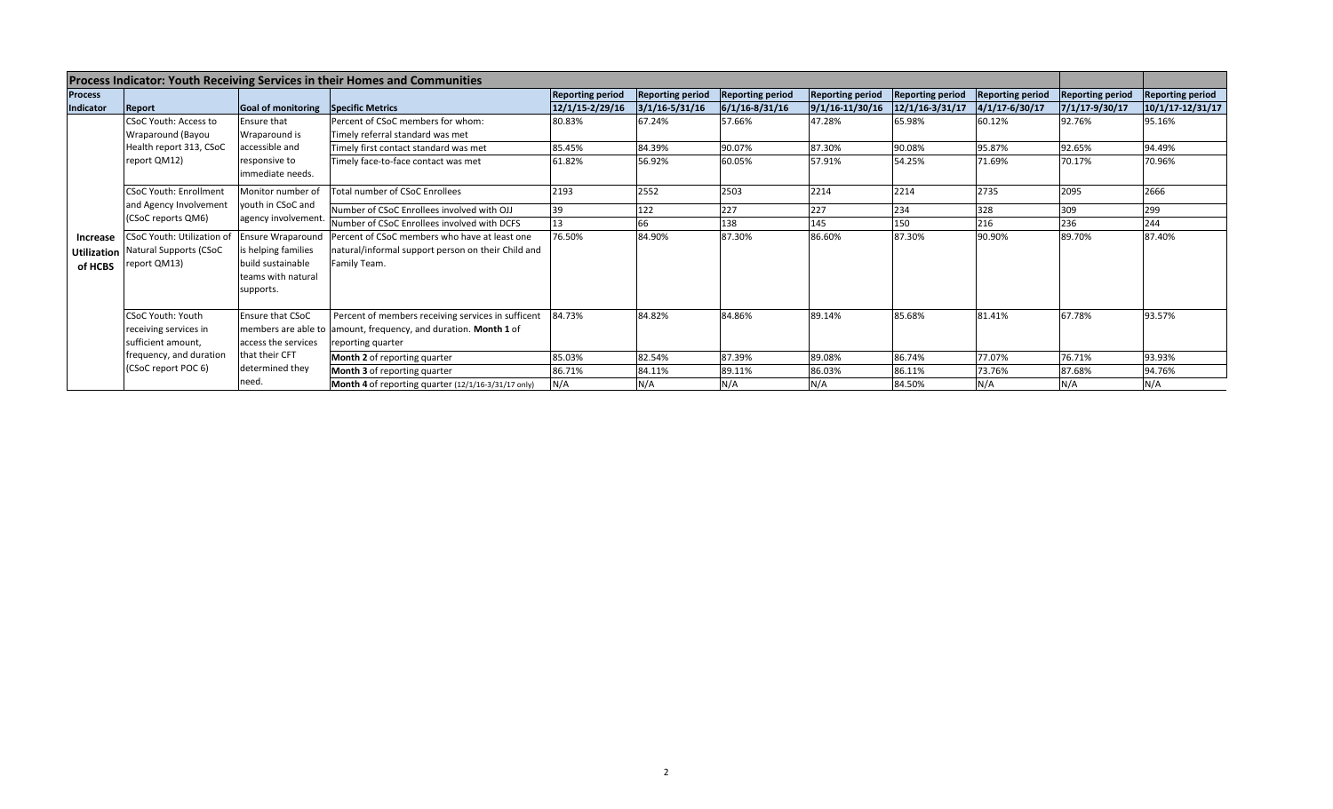| Process Indicator: Youth Receiving Services in their Homes and Communities | | | | | | | | | | | |
|---|---|---|---|---|---|---|---|---|---|---|---|
| **Process Indicator** | **Report** | **Goal of monitoring** | **Specific Metrics** | **Reporting period 12/1/15-2/29/16** | **Reporting period 3/1/16-5/31/16** | **Reporting period 6/1/16-8/31/16** | **Reporting period 9/1/16-11/30/16** | **Reporting period 12/1/16-3/31/17** | **Reporting period 4/1/17-6/30/17** | **Reporting period 7/1/17-9/30/17** | **Reporting period 10/1/17-12/31/17** |
| **Increase Utilization of HCBS** | CSoC Youth: Access to Wraparound (Bayou Health report 313, CSoC report QM12) | Ensure that Wraparound is accessible and responsive to immediate needs. | Percent of CSoC members for whom: Timely referral standard was met | 80.83% | 67.24% | 57.66% | 47.28% | 65.98% | 60.12% | 92.76% | 95.16% |
| | | | Timely first contact standard was met | 85.45% | 84.39% | 90.07% | 87.30% | 90.08% | 95.87% | 92.65% | 94.49% |
| | | | Timely face-to-face contact was met | 61.82% | 56.92% | 60.05% | 57.91% | 54.25% | 71.69% | 70.17% | 70.96% |
| | CSoC Youth: Enrollment and Agency Involvement (CSoC reports QM6) | Monitor number of youth in CSoC and agency involvement. | Total number of CSoC Enrollees | 2193 | 2552 | 2503 | 2214 | 2214 | 2735 | 2095 | 2666 |
| | | | Number of CSoC Enrollees involved with OJJ | 39 | 122 | 227 | 227 | 234 | 328 | 309 | 299 |
| | | | Number of CSoC Enrollees involved with DCFS | 13 | 66 | 138 | 145 | 150 | 216 | 236 | 244 |
| | CSoC Youth: Utilization of Natural Supports (CSoC report QM13) | Ensure Wraparound is helping families build sustainable teams with natural supports. | Percent of CSoC members who have at least one natural/informal support person on their Child and Family Team. | 76.50% | 84.90% | 87.30% | 86.60% | 87.30% | 90.90% | 89.70% | 87.40% |
| | CSoC Youth: Youth receiving services in sufficient amount, frequency, and duration (CSoC report POC 6) | Ensure that CSoC members are able to access the services that their CFT determined they need. | Percent of members receiving services in sufficent amount, frequency, and duration. **Month 1** of reporting quarter | 84.73% | 84.82% | 84.86% | 89.14% | 85.68% | 81.41% | 67.78% | 93.57% |
| | | | **Month 2** of reporting quarter | 85.03% | 82.54% | 87.39% | 89.08% | 86.74% | 77.07% | 76.71% | 93.93% |
| | | | **Month 3** of reporting quarter | 86.71% | 84.11% | 89.11% | 86.03% | 86.11% | 73.76% | 87.68% | 94.76% |
| | | | **Month 4** of reporting quarter (12/1/16-3/31/17 only) | N/A | N/A | N/A | N/A | 84.50% | N/A | N/A | N/A |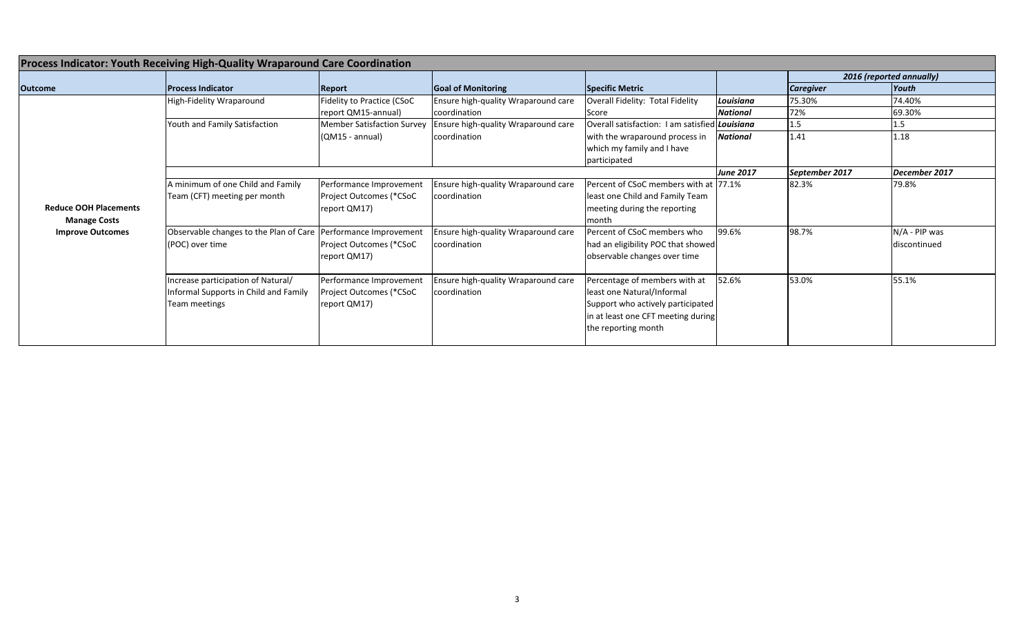| Process Indicator: Youth Receiving High-Quality Wraparound Care Coordination | | | | | | | |
|---|---|---|---|---|---|---|---|
| | | | | | | *2016 (reported annually)* | |
| **Outcome** | **Process Indicator** | **Report** | **Goal of Monitoring** | **Specific Metric** | | ***Caregiver*** | ***Youth*** |
| **Reduce OOH Placements**<br>**Manage Costs**<br>**Improve Outcomes** | High-Fidelity Wraparound | Fidelity to Practice (CSoC report QM15-annual) | Ensure high-quality Wraparound care coordination | Overall Fidelity: Total Fidelity Score | ***Louisiana*** | 75.30% | 74.40% |
| | | | | | ***National*** | 72% | 69.30% |
| | Youth and Family Satisfaction | Member Satisfaction Survey (QM15 - annual) | Ensure high-quality Wraparound care coordination | Overall satisfaction: I am satisfied with the wraparound process in which my family and I have participated | ***Louisiana*** | 1.5 | 1.5 |
| | | | | | ***National*** | 1.41 | 1.18 |
| | | | | | ***June 2017*** | ***September 2017*** | ***December 2017*** |
| | A minimum of one Child and Family Team (CFT) meeting per month | Performance Improvement Project Outcomes (*CSoC report QM17) | Ensure high-quality Wraparound care coordination | Percent of CSoC members with at least one Child and Family Team meeting during the reporting month | 77.1% | 82.3% | 79.8% |
| | Observable changes to the Plan of Care (POC) over time | Performance Improvement Project Outcomes (*CSoC report QM17) | Ensure high-quality Wraparound care coordination | Percent of CSoC members who had an eligibility POC that showed observable changes over time | 99.6% | 98.7% | N/A - PIP was discontinued |
| | Increase participation of Natural/ Informal Supports in Child and Family Team meetings | Performance Improvement Project Outcomes (*CSoC report QM17) | Ensure high-quality Wraparound care coordination | Percentage of members with at least one Natural/Informal Support who actively participated in at least one CFT meeting during the reporting month | 52.6% | 53.0% | 55.1% |